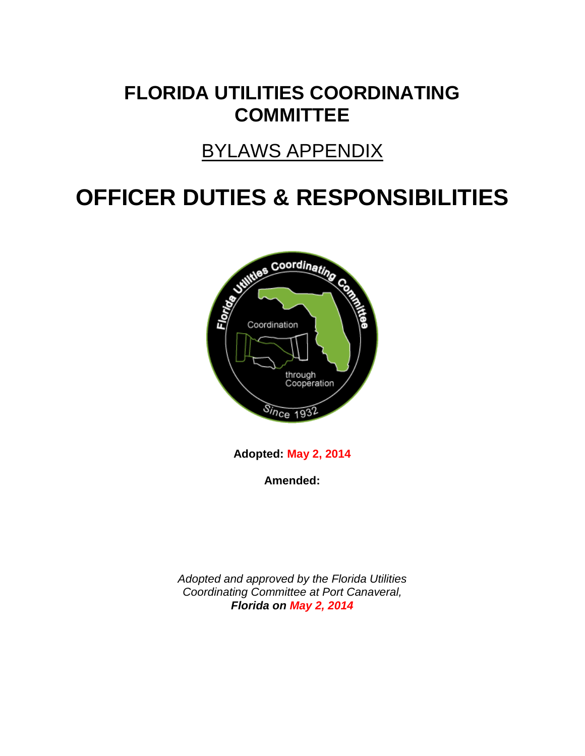# FLORIDA UTILITIES COORDINATING COMMITTEE

## BYLAWS APPENDIX

# OFFICER DUTIES & RESPONSIBILITIES

**Adopted: May 2, 2014**

**Amended:**

*Adopted and approved by the Florida Utilities Coordinating Committee at Port Canaveral,* ***Florida on May 2, 2014***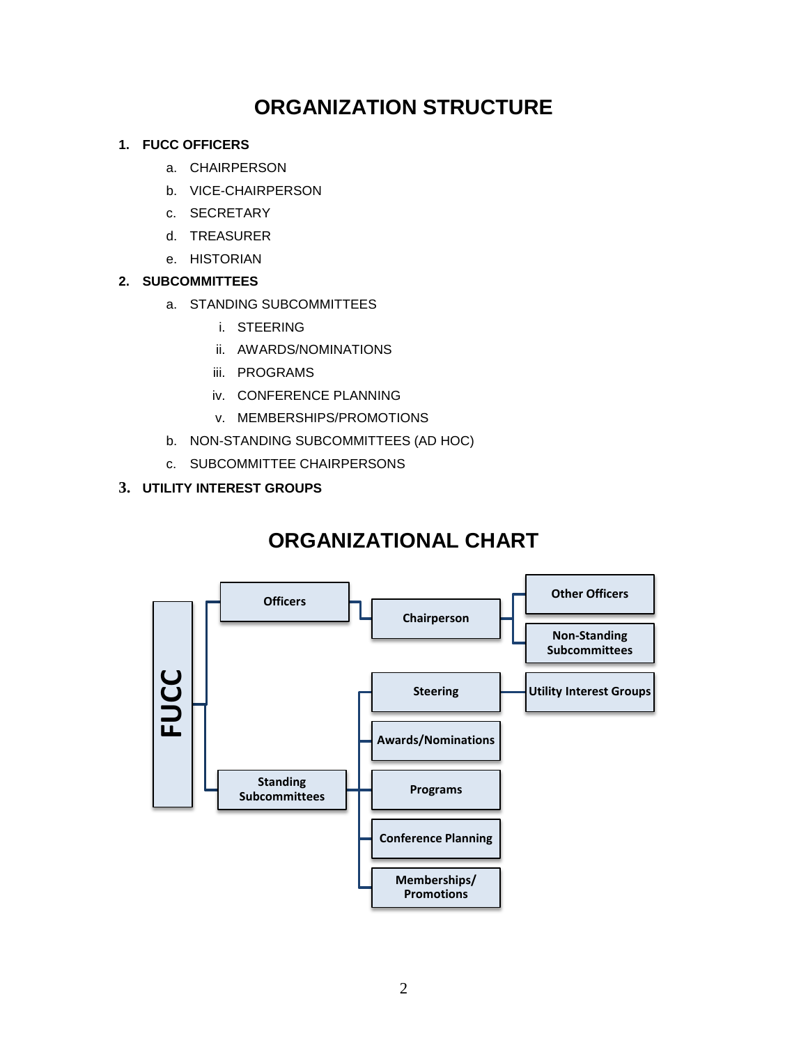# ORGANIZATION STRUCTURE

1. **FUCC OFFICERS**
   a. CHAIRPERSON
   b. VICE-CHAIRPERSON
   c. SECRETARY
   d. TREASURER
   e. HISTORIAN
2. **SUBCOMMITTEES**
   a. STANDING SUBCOMMITTEES
      i. STEERING
      ii. AWARDS/NOMINATIONS
      iii. PROGRAMS
      iv. CONFERENCE PLANNING
      v. MEMBERSHIPS/PROMOTIONS
   b. NON-STANDING SUBCOMMITTEES (AD HOC)
   c. SUBCOMMITTEE CHAIRPERSONS
3. **UTILITY INTEREST GROUPS**

# ORGANIZATIONAL CHART

- **FUCC**
  - **Officers**
    - **Chairperson**
      - **Other Officers**
      - **Non-Standing Subcommittees**
  - **Standing Subcommittees**
    - **Steering**
      - **Utility Interest Groups**
    - **Awards/Nominations**
    - **Programs**
    - **Conference Planning**
    - **Memberships/ Promotions**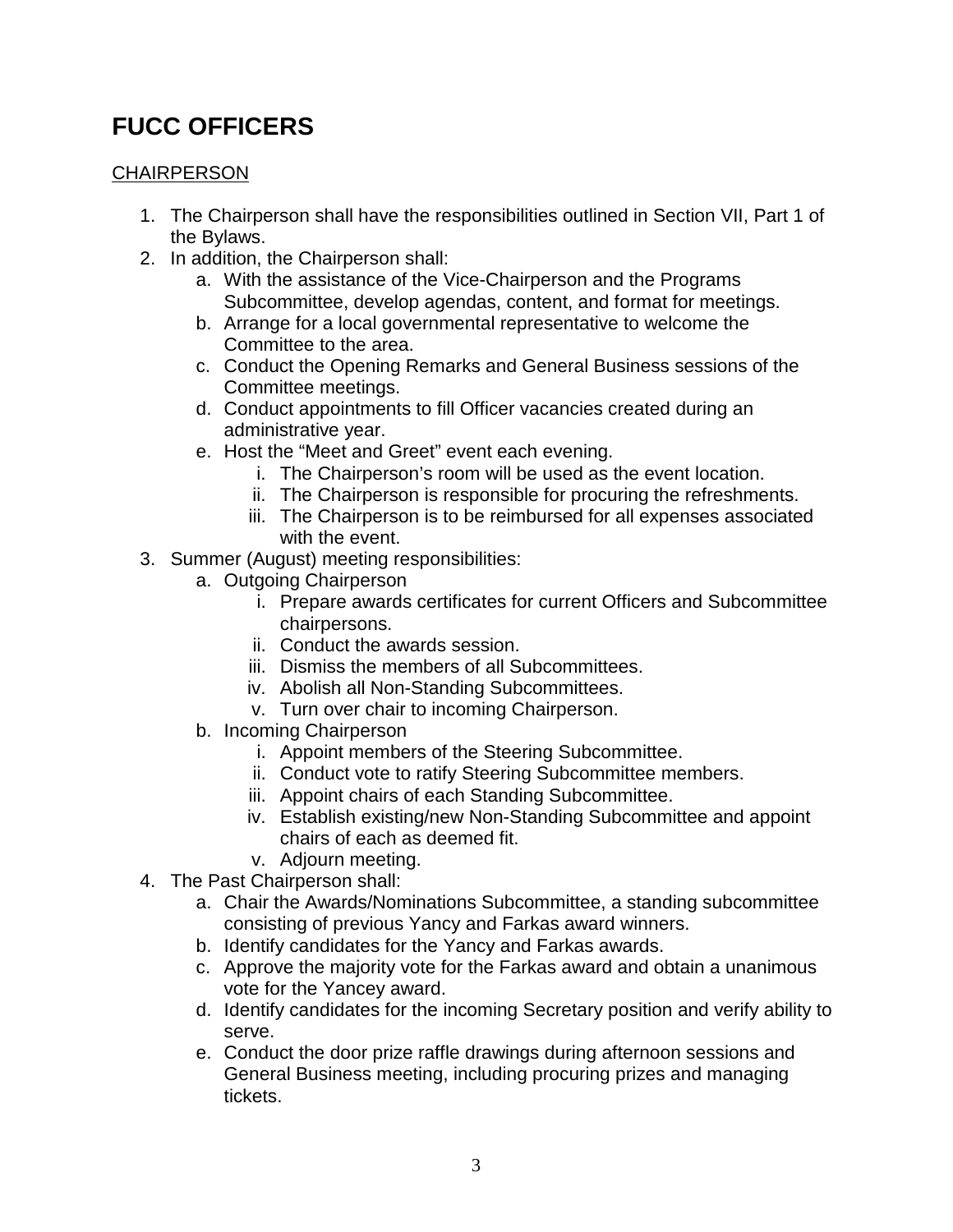# FUCC OFFICERS

<u>CHAIRPERSON</u>

1. The Chairperson shall have the responsibilities outlined in Section VII, Part 1 of the Bylaws.
2. In addition, the Chairperson shall:
    a. With the assistance of the Vice-Chairperson and the Programs Subcommittee, develop agendas, content, and format for meetings.
    b. Arrange for a local governmental representative to welcome the Committee to the area.
    c. Conduct the Opening Remarks and General Business sessions of the Committee meetings.
    d. Conduct appointments to fill Officer vacancies created during an administrative year.
    e. Host the “Meet and Greet” event each evening.
        i. The Chairperson’s room will be used as the event location.
        ii. The Chairperson is responsible for procuring the refreshments.
        iii. The Chairperson is to be reimbursed for all expenses associated with the event.
3. Summer (August) meeting responsibilities:
    a. Outgoing Chairperson
        i. Prepare awards certificates for current Officers and Subcommittee chairpersons.
        ii. Conduct the awards session.
        iii. Dismiss the members of all Subcommittees.
        iv. Abolish all Non-Standing Subcommittees.
        v. Turn over chair to incoming Chairperson.
    b. Incoming Chairperson
        i. Appoint members of the Steering Subcommittee.
        ii. Conduct vote to ratify Steering Subcommittee members.
        iii. Appoint chairs of each Standing Subcommittee.
        iv. Establish existing/new Non-Standing Subcommittee and appoint chairs of each as deemed fit.
        v. Adjourn meeting.
4. The Past Chairperson shall:
    a. Chair the Awards/Nominations Subcommittee, a standing subcommittee consisting of previous Yancy and Farkas award winners.
    b. Identify candidates for the Yancy and Farkas awards.
    c. Approve the majority vote for the Farkas award and obtain a unanimous vote for the Yancey award.
    d. Identify candidates for the incoming Secretary position and verify ability to serve.
    e. Conduct the door prize raffle drawings during afternoon sessions and General Business meeting, including procuring prizes and managing tickets.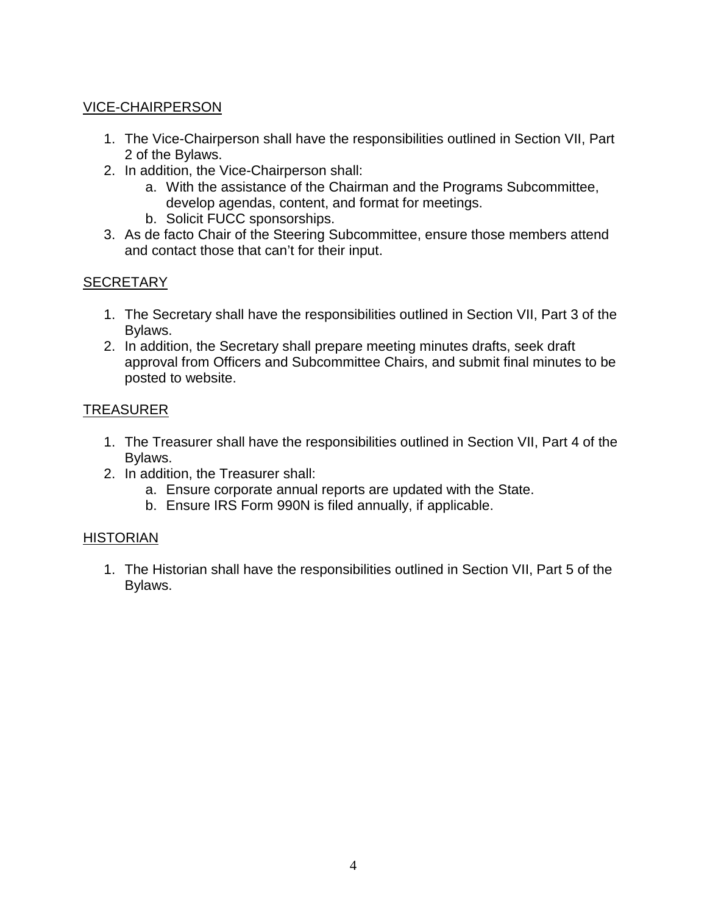<u>VICE-CHAIRPERSON</u>

1. The Vice-Chairperson shall have the responsibilities outlined in Section VII, Part 2 of the Bylaws.
2. In addition, the Vice-Chairperson shall:
   a. With the assistance of the Chairman and the Programs Subcommittee, develop agendas, content, and format for meetings.
   b. Solicit FUCC sponsorships.
3. As de facto Chair of the Steering Subcommittee, ensure those members attend and contact those that can't for their input.

<u>SECRETARY</u>

1. The Secretary shall have the responsibilities outlined in Section VII, Part 3 of the Bylaws.
2. In addition, the Secretary shall prepare meeting minutes drafts, seek draft approval from Officers and Subcommittee Chairs, and submit final minutes to be posted to website.

<u>TREASURER</u>

1. The Treasurer shall have the responsibilities outlined in Section VII, Part 4 of the Bylaws.
2. In addition, the Treasurer shall:
   a. Ensure corporate annual reports are updated with the State.
   b. Ensure IRS Form 990N is filed annually, if applicable.

<u>HISTORIAN</u>

1. The Historian shall have the responsibilities outlined in Section VII, Part 5 of the Bylaws.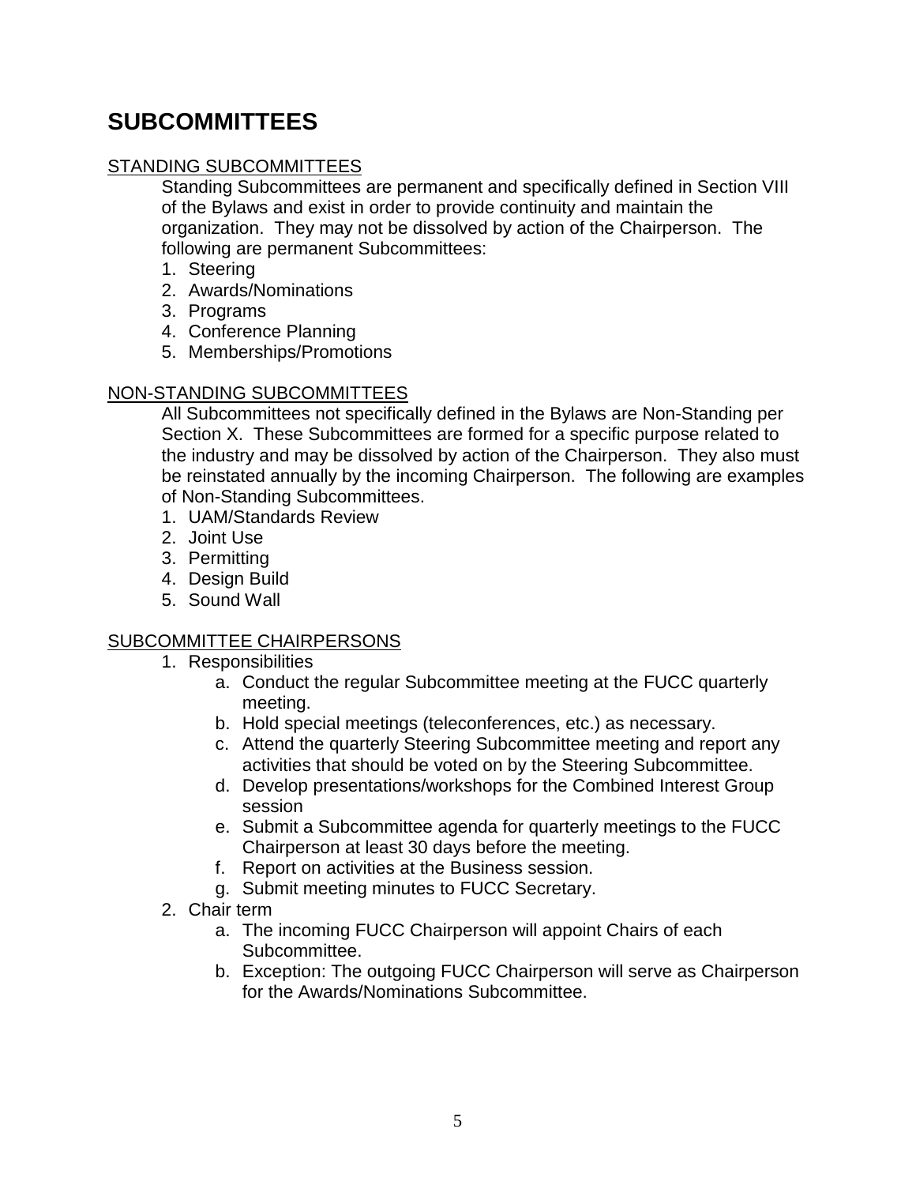# SUBCOMMITTEES

STANDING SUBCOMMITTEES

Standing Subcommittees are permanent and specifically defined in Section VIII of the Bylaws and exist in order to provide continuity and maintain the organization. They may not be dissolved by action of the Chairperson. The following are permanent Subcommittees:

1. Steering
2. Awards/Nominations
3. Programs
4. Conference Planning
5. Memberships/Promotions

NON-STANDING SUBCOMMITTEES

All Subcommittees not specifically defined in the Bylaws are Non-Standing per Section X. These Subcommittees are formed for a specific purpose related to the industry and may be dissolved by action of the Chairperson. They also must be reinstated annually by the incoming Chairperson. The following are examples of Non-Standing Subcommittees.

1. UAM/Standards Review
2. Joint Use
3. Permitting
4. Design Build
5. Sound Wall

SUBCOMMITTEE CHAIRPERSONS

1. Responsibilities
   a. Conduct the regular Subcommittee meeting at the FUCC quarterly meeting.
   b. Hold special meetings (teleconferences, etc.) as necessary.
   c. Attend the quarterly Steering Subcommittee meeting and report any activities that should be voted on by the Steering Subcommittee.
   d. Develop presentations/workshops for the Combined Interest Group session
   e. Submit a Subcommittee agenda for quarterly meetings to the FUCC Chairperson at least 30 days before the meeting.
   f. Report on activities at the Business session.
   g. Submit meeting minutes to FUCC Secretary.
2. Chair term
   a. The incoming FUCC Chairperson will appoint Chairs of each Subcommittee.
   b. Exception: The outgoing FUCC Chairperson will serve as Chairperson for the Awards/Nominations Subcommittee.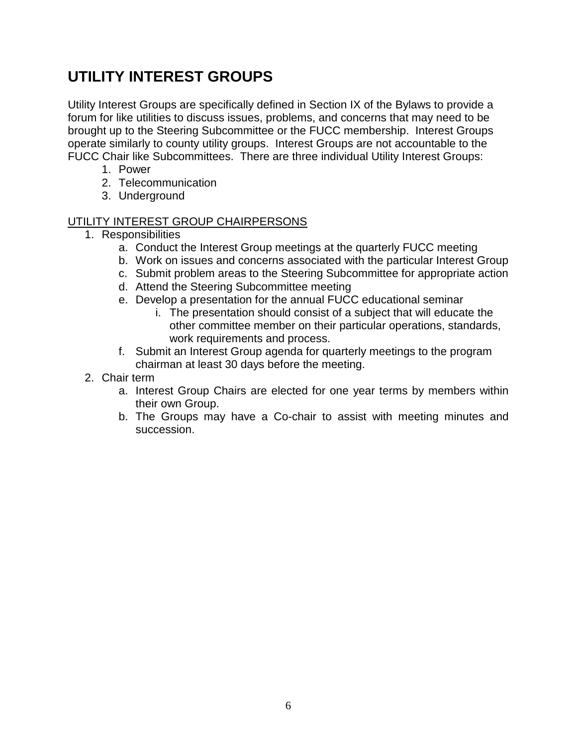# UTILITY INTEREST GROUPS

Utility Interest Groups are specifically defined in Section IX of the Bylaws to provide a forum for like utilities to discuss issues, problems, and concerns that may need to be brought up to the Steering Subcommittee or the FUCC membership. Interest Groups operate similarly to county utility groups. Interest Groups are not accountable to the FUCC Chair like Subcommittees. There are three individual Utility Interest Groups:

1. Power
2. Telecommunication
3. Underground

<u>UTILITY INTEREST GROUP CHAIRPERSONS</u>

1. Responsibilities
   a. Conduct the Interest Group meetings at the quarterly FUCC meeting
   b. Work on issues and concerns associated with the particular Interest Group
   c. Submit problem areas to the Steering Subcommittee for appropriate action
   d. Attend the Steering Subcommittee meeting
   e. Develop a presentation for the annual FUCC educational seminar
      i. The presentation should consist of a subject that will educate the other committee member on their particular operations, standards, work requirements and process.
   f. Submit an Interest Group agenda for quarterly meetings to the program chairman at least 30 days before the meeting.
2. Chair term
   a. Interest Group Chairs are elected for one year terms by members within their own Group.
   b. The Groups may have a Co-chair to assist with meeting minutes and succession.